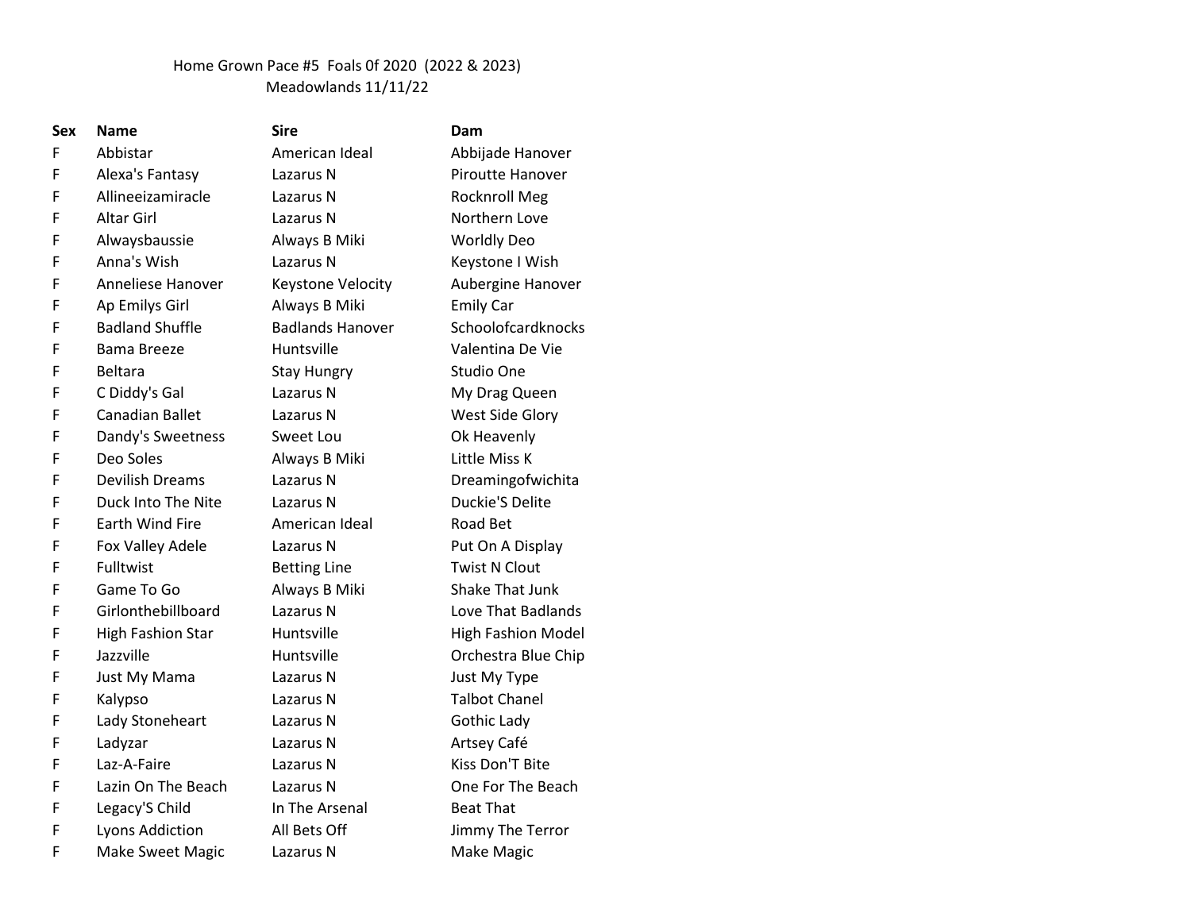Home Grown Pace #5 Foals 0f 2020 (2022 & 2023)
Meadowlands 11/11/22

| Sex | Name | Sire | Dam |
|---|---|---|---|
| F | Abbistar | American Ideal | Abbijade Hanover |
| F | Alexa's Fantasy | Lazarus N | Piroutte Hanover |
| F | Allineeizamiracle | Lazarus N | Rocknroll Meg |
| F | Altar Girl | Lazarus N | Northern Love |
| F | Alwaysbaussie | Always B Miki | Worldly Deo |
| F | Anna's Wish | Lazarus N | Keystone I Wish |
| F | Anneliese Hanover | Keystone Velocity | Aubergine Hanover |
| F | Ap Emilys Girl | Always B Miki | Emily Car |
| F | Badland Shuffle | Badlands Hanover | Schoolofcardknocks |
| F | Bama Breeze | Huntsville | Valentina De Vie |
| F | Beltara | Stay Hungry | Studio One |
| F | C Diddy's Gal | Lazarus N | My Drag Queen |
| F | Canadian Ballet | Lazarus N | West Side Glory |
| F | Dandy's Sweetness | Sweet Lou | Ok Heavenly |
| F | Deo Soles | Always B Miki | Little Miss K |
| F | Devilish Dreams | Lazarus N | Dreamingofwichita |
| F | Duck Into The Nite | Lazarus N | Duckie'S Delite |
| F | Earth Wind Fire | American Ideal | Road Bet |
| F | Fox Valley Adele | Lazarus N | Put On A Display |
| F | Fulltwist | Betting Line | Twist N Clout |
| F | Game To Go | Always B Miki | Shake That Junk |
| F | Girlonthebillboard | Lazarus N | Love That Badlands |
| F | High Fashion Star | Huntsville | High Fashion Model |
| F | Jazzville | Huntsville | Orchestra Blue Chip |
| F | Just My Mama | Lazarus N | Just My Type |
| F | Kalypso | Lazarus N | Talbot Chanel |
| F | Lady Stoneheart | Lazarus N | Gothic Lady |
| F | Ladyzar | Lazarus N | Artsey Café |
| F | Laz-A-Faire | Lazarus N | Kiss Don'T Bite |
| F | Lazin On The Beach | Lazarus N | One For The Beach |
| F | Legacy'S Child | In The Arsenal | Beat That |
| F | Lyons Addiction | All Bets Off | Jimmy The Terror |
| F | Make Sweet Magic | Lazarus N | Make Magic |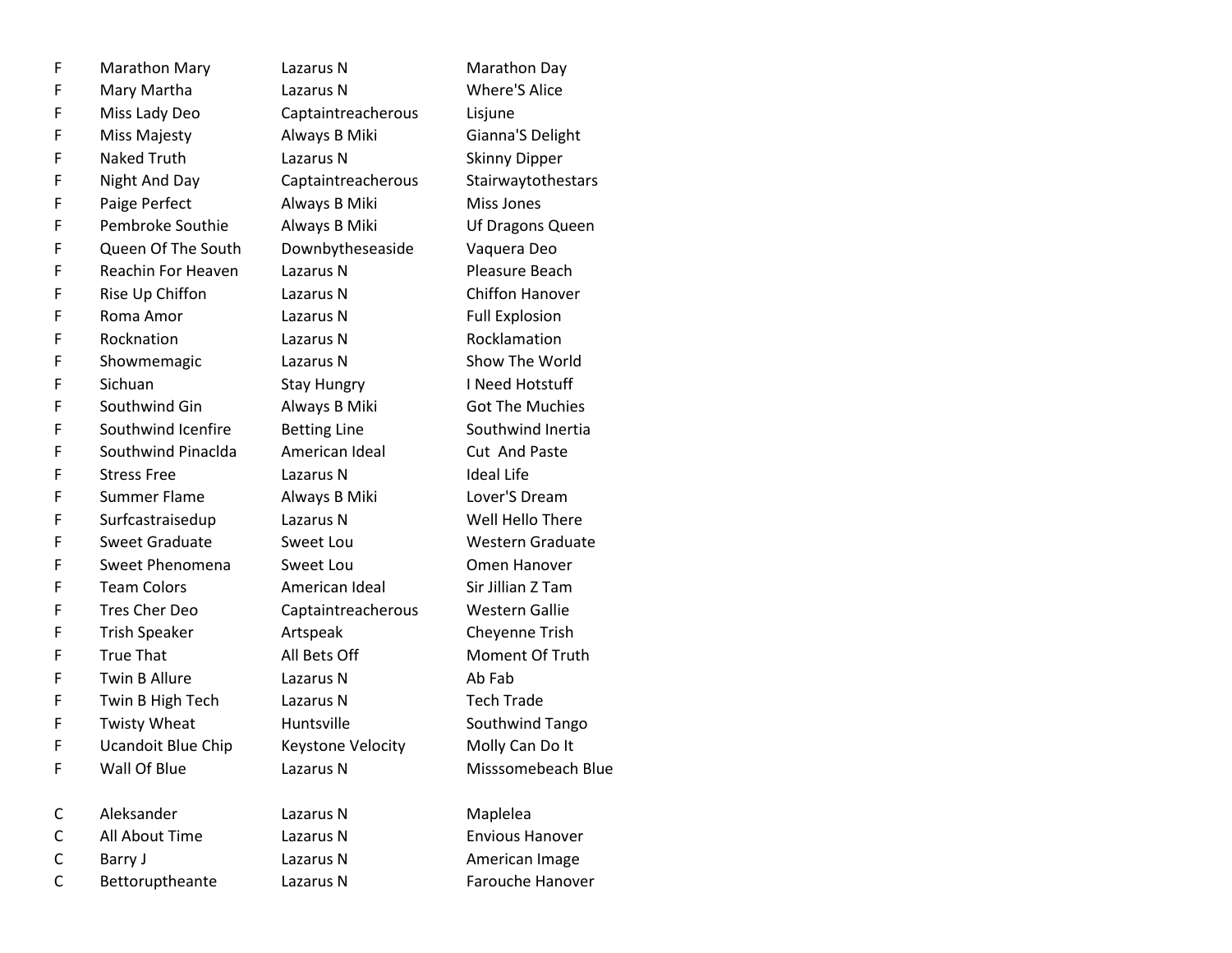| | | | |
|---|---|---|---|
| F | Marathon Mary | Lazarus N | Marathon Day |
| F | Mary Martha | Lazarus N | Where'S Alice |
| F | Miss Lady Deo | Captaintreacherous | Lisjune |
| F | Miss Majesty | Always B Miki | Gianna'S Delight |
| F | Naked Truth | Lazarus N | Skinny Dipper |
| F | Night And Day | Captaintreacherous | Stairwaytothestars |
| F | Paige Perfect | Always B Miki | Miss Jones |
| F | Pembroke Southie | Always B Miki | Uf Dragons Queen |
| F | Queen Of The South | Downbytheseaside | Vaquera Deo |
| F | Reachin For Heaven | Lazarus N | Pleasure Beach |
| F | Rise Up Chiffon | Lazarus N | Chiffon Hanover |
| F | Roma Amor | Lazarus N | Full Explosion |
| F | Rocknation | Lazarus N | Rocklamation |
| F | Showmemagic | Lazarus N | Show The World |
| F | Sichuan | Stay Hungry | I Need Hotstuff |
| F | Southwind Gin | Always B Miki | Got The Muchies |
| F | Southwind Icenfire | Betting Line | Southwind Inertia |
| F | Southwind Pinaclda | American Ideal | Cut  And Paste |
| F | Stress Free | Lazarus N | Ideal Life |
| F | Summer Flame | Always B Miki | Lover'S Dream |
| F | Surfcastraisedup | Lazarus N | Well Hello There |
| F | Sweet Graduate | Sweet Lou | Western Graduate |
| F | Sweet Phenomena | Sweet Lou | Omen Hanover |
| F | Team Colors | American Ideal | Sir Jillian Z Tam |
| F | Tres Cher Deo | Captaintreacherous | Western Gallie |
| F | Trish Speaker | Artspeak | Cheyenne Trish |
| F | True That | All Bets Off | Moment Of Truth |
| F | Twin B Allure | Lazarus N | Ab Fab |
| F | Twin B High Tech | Lazarus N | Tech Trade |
| F | Twisty Wheat | Huntsville | Southwind Tango |
| F | Ucandoit Blue Chip | Keystone Velocity | Molly Can Do It |
| F | Wall Of Blue | Lazarus N | Misssomebeach Blue |
| | | | |
| C | Aleksander | Lazarus N | Maplelea |
| C | All About Time | Lazarus N | Envious Hanover |
| C | Barry J | Lazarus N | American Image |
| C | Bettoruptheante | Lazarus N | Farouche Hanover |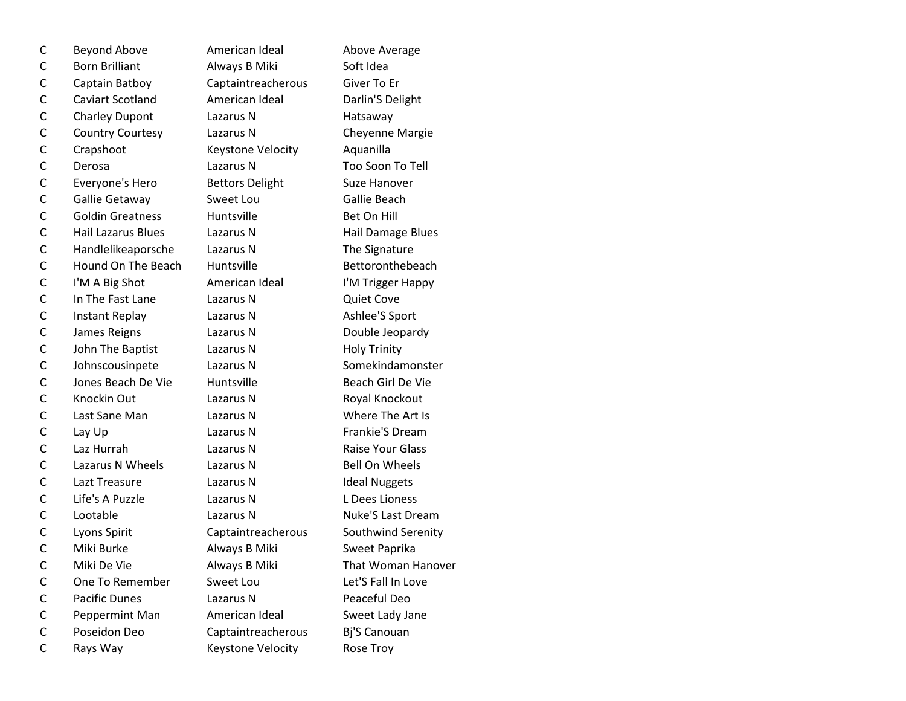| | | | |
|---|---|---|---|
| C | Beyond Above | American Ideal | Above Average |
| C | Born Brilliant | Always B Miki | Soft Idea |
| C | Captain Batboy | Captaintreacherous | Giver To Er |
| C | Caviart Scotland | American Ideal | Darlin'S Delight |
| C | Charley Dupont | Lazarus N | Hatsaway |
| C | Country Courtesy | Lazarus N | Cheyenne Margie |
| C | Crapshoot | Keystone Velocity | Aquanilla |
| C | Derosa | Lazarus N | Too Soon To Tell |
| C | Everyone's Hero | Bettors Delight | Suze Hanover |
| C | Gallie Getaway | Sweet Lou | Gallie Beach |
| C | Goldin Greatness | Huntsville | Bet On Hill |
| C | Hail Lazarus Blues | Lazarus N | Hail Damage Blues |
| C | Handlelikeaporsche | Lazarus N | The Signature |
| C | Hound On The Beach | Huntsville | Bettoronthebeach |
| C | I'M A Big Shot | American Ideal | I'M Trigger Happy |
| C | In The Fast Lane | Lazarus N | Quiet Cove |
| C | Instant Replay | Lazarus N | Ashlee'S Sport |
| C | James Reigns | Lazarus N | Double Jeopardy |
| C | John The Baptist | Lazarus N | Holy Trinity |
| C | Johnscousinpete | Lazarus N | Somekindamonster |
| C | Jones Beach De Vie | Huntsville | Beach Girl De Vie |
| C | Knockin Out | Lazarus N | Royal Knockout |
| C | Last Sane Man | Lazarus N | Where The Art Is |
| C | Lay Up | Lazarus N | Frankie'S Dream |
| C | Laz Hurrah | Lazarus N | Raise Your Glass |
| C | Lazarus N Wheels | Lazarus N | Bell On Wheels |
| C | Lazt Treasure | Lazarus N | Ideal Nuggets |
| C | Life's A Puzzle | Lazarus N | L Dees Lioness |
| C | Lootable | Lazarus N | Nuke'S Last Dream |
| C | Lyons Spirit | Captaintreacherous | Southwind Serenity |
| C | Miki Burke | Always B Miki | Sweet Paprika |
| C | Miki De Vie | Always B Miki | That Woman Hanover |
| C | One To Remember | Sweet Lou | Let'S Fall In Love |
| C | Pacific Dunes | Lazarus N | Peaceful Deo |
| C | Peppermint Man | American Ideal | Sweet Lady Jane |
| C | Poseidon Deo | Captaintreacherous | Bj'S Canouan |
| C | Rays Way | Keystone Velocity | Rose Troy |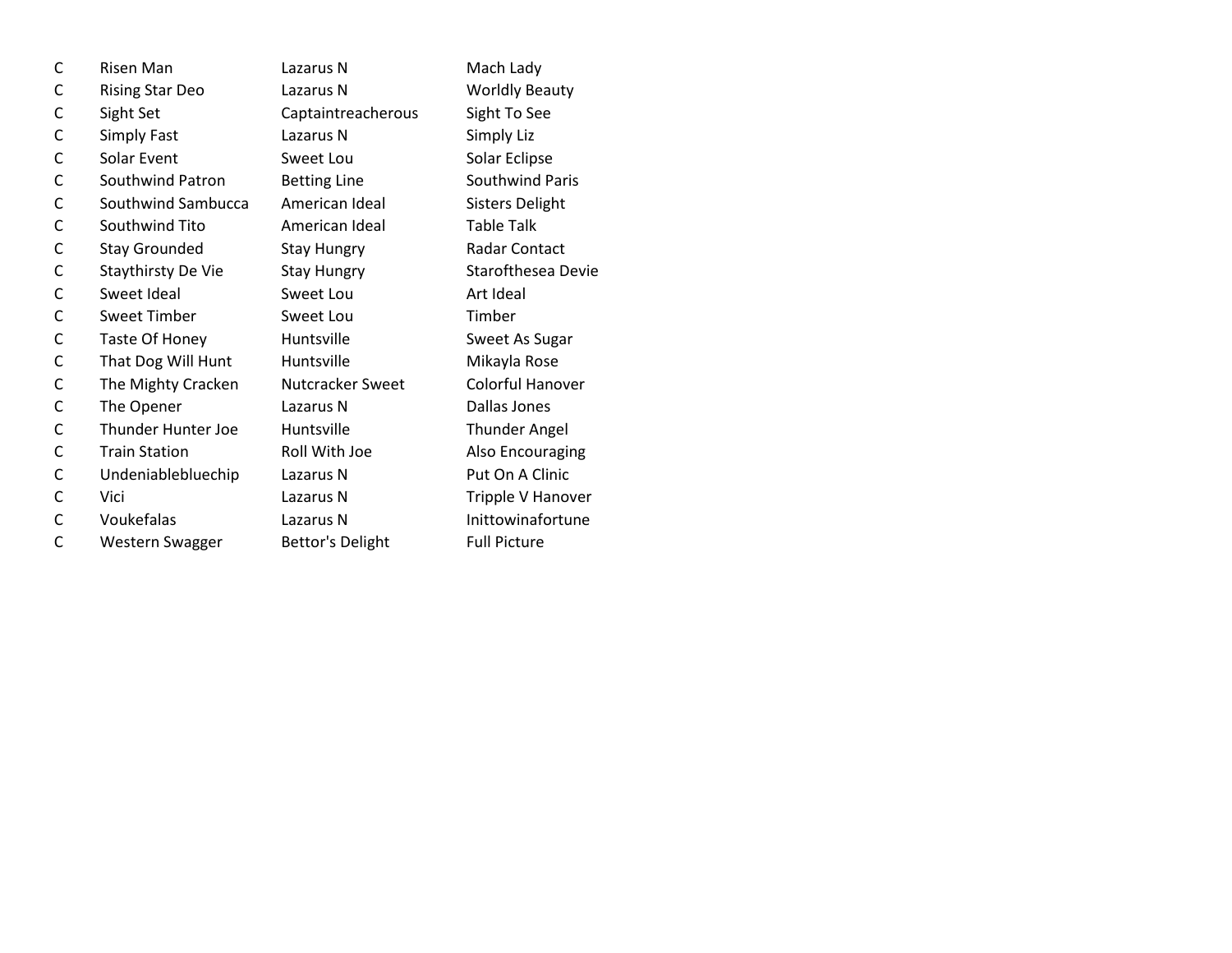| | | | |
|---|---|---|---|
| C | Risen Man | Lazarus N | Mach Lady |
| C | Rising Star Deo | Lazarus N | Worldly Beauty |
| C | Sight Set | Captaintreacherous | Sight To See |
| C | Simply Fast | Lazarus N | Simply Liz |
| C | Solar Event | Sweet Lou | Solar Eclipse |
| C | Southwind Patron | Betting Line | Southwind Paris |
| C | Southwind Sambucca | American Ideal | Sisters Delight |
| C | Southwind Tito | American Ideal | Table Talk |
| C | Stay Grounded | Stay Hungry | Radar Contact |
| C | Staythirsty De Vie | Stay Hungry | Starofthesea Devie |
| C | Sweet Ideal | Sweet Lou | Art Ideal |
| C | Sweet Timber | Sweet Lou | Timber |
| C | Taste Of Honey | Huntsville | Sweet As Sugar |
| C | That Dog Will Hunt | Huntsville | Mikayla Rose |
| C | The Mighty Cracken | Nutcracker Sweet | Colorful Hanover |
| C | The Opener | Lazarus N | Dallas Jones |
| C | Thunder Hunter Joe | Huntsville | Thunder Angel |
| C | Train Station | Roll With Joe | Also Encouraging |
| C | Undeniablebluechip | Lazarus N | Put On A Clinic |
| C | Vici | Lazarus N | Tripple V Hanover |
| C | Voukefalas | Lazarus N | Inittowinafortune |
| C | Western Swagger | Bettor's Delight | Full Picture |